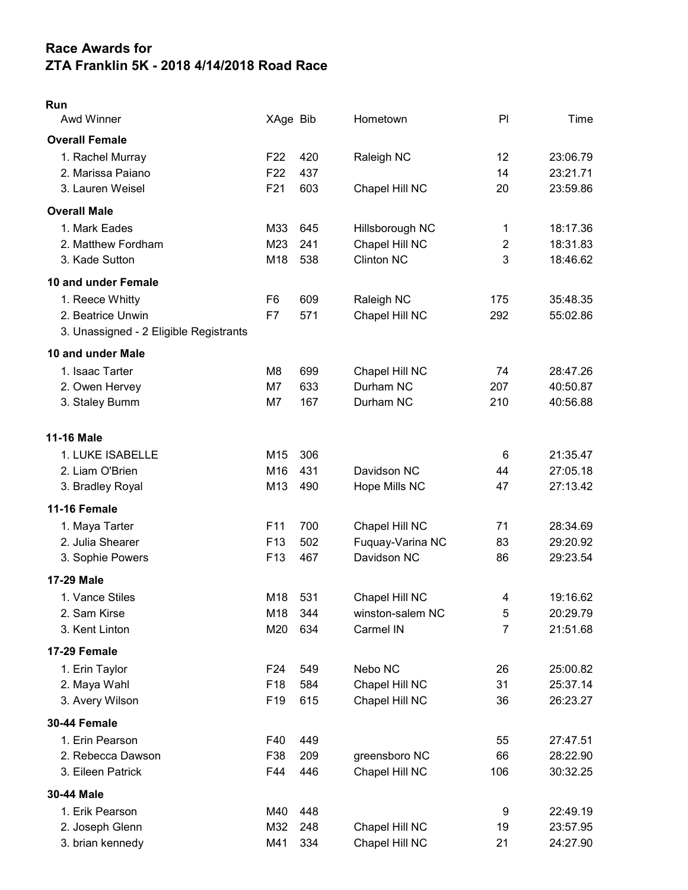# Race Awards for
# ZTA Franklin 5K - 2018 4/14/2018 Road Race

**Run**

| Awd Winner | XAge | Bib | Hometown | Pl | Time |
|---|---|---|---|---|---|
| **Overall Female** | | | | | |
| 1. Rachel Murray | F22 | 420 | Raleigh NC | 12 | 23:06.79 |
| 2. Marissa Paiano | F22 | 437 | | 14 | 23:21.71 |
| 3. Lauren Weisel | F21 | 603 | Chapel Hill NC | 20 | 23:59.86 |
| **Overall Male** | | | | | |
| 1. Mark Eades | M33 | 645 | Hillsborough NC | 1 | 18:17.36 |
| 2. Matthew Fordham | M23 | 241 | Chapel Hill NC | 2 | 18:31.83 |
| 3. Kade Sutton | M18 | 538 | Clinton NC | 3 | 18:46.62 |
| **10 and under Female** | | | | | |
| 1. Reece Whitty | F6 | 609 | Raleigh NC | 175 | 35:48.35 |
| 2. Beatrice Unwin | F7 | 571 | Chapel Hill NC | 292 | 55:02.86 |
| 3. Unassigned - 2 Eligible Registrants | | | | | |
| **10 and under Male** | | | | | |
| 1. Isaac Tarter | M8 | 699 | Chapel Hill NC | 74 | 28:47.26 |
| 2. Owen Hervey | M7 | 633 | Durham NC | 207 | 40:50.87 |
| 3. Staley Bumm | M7 | 167 | Durham NC | 210 | 40:56.88 |
| **11-16 Male** | | | | | |
| 1. LUKE ISABELLE | M15 | 306 | | 6 | 21:35.47 |
| 2. Liam O'Brien | M16 | 431 | Davidson NC | 44 | 27:05.18 |
| 3. Bradley Royal | M13 | 490 | Hope Mills NC | 47 | 27:13.42 |
| **11-16 Female** | | | | | |
| 1. Maya Tarter | F11 | 700 | Chapel Hill NC | 71 | 28:34.69 |
| 2. Julia Shearer | F13 | 502 | Fuquay-Varina NC | 83 | 29:20.92 |
| 3. Sophie Powers | F13 | 467 | Davidson NC | 86 | 29:23.54 |
| **17-29 Male** | | | | | |
| 1. Vance Stiles | M18 | 531 | Chapel Hill NC | 4 | 19:16.62 |
| 2. Sam Kirse | M18 | 344 | winston-salem NC | 5 | 20:29.79 |
| 3. Kent Linton | M20 | 634 | Carmel IN | 7 | 21:51.68 |
| **17-29 Female** | | | | | |
| 1. Erin Taylor | F24 | 549 | Nebo NC | 26 | 25:00.82 |
| 2. Maya Wahl | F18 | 584 | Chapel Hill NC | 31 | 25:37.14 |
| 3. Avery Wilson | F19 | 615 | Chapel Hill NC | 36 | 26:23.27 |
| **30-44 Female** | | | | | |
| 1. Erin Pearson | F40 | 449 | | 55 | 27:47.51 |
| 2. Rebecca Dawson | F38 | 209 | greensboro NC | 66 | 28:22.90 |
| 3. Eileen Patrick | F44 | 446 | Chapel Hill NC | 106 | 30:32.25 |
| **30-44 Male** | | | | | |
| 1. Erik Pearson | M40 | 448 | | 9 | 22:49.19 |
| 2. Joseph Glenn | M32 | 248 | Chapel Hill NC | 19 | 23:57.95 |
| 3. brian kennedy | M41 | 334 | Chapel Hill NC | 21 | 24:27.90 |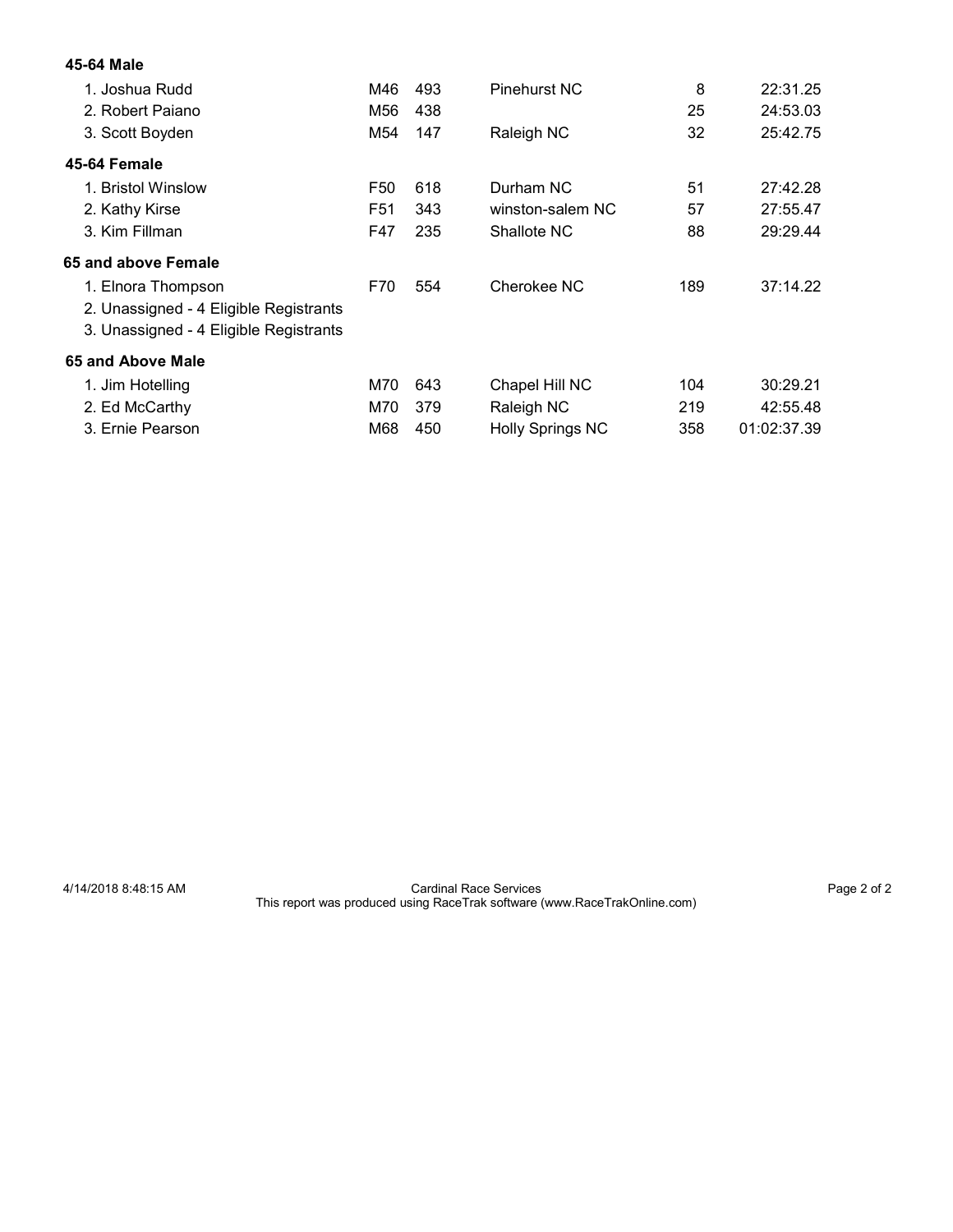**45-64 Male**

| | | | | | |
|---|---|---|---|---|---|
| 1. Joshua Rudd | M46 | 493 | Pinehurst NC | 8 | 22:31.25 |
| 2. Robert Paiano | M56 | 438 | | 25 | 24:53.03 |
| 3. Scott Boyden | M54 | 147 | Raleigh NC | 32 | 25:42.75 |

**45-64 Female**

| | | | | | |
|---|---|---|---|---|---|
| 1. Bristol Winslow | F50 | 618 | Durham NC | 51 | 27:42.28 |
| 2. Kathy Kirse | F51 | 343 | winston-salem NC | 57 | 27:55.47 |
| 3. Kim Fillman | F47 | 235 | Shallote NC | 88 | 29:29.44 |

**65 and above Female**

| | | | | | |
|---|---|---|---|---|---|
| 1. Elnora Thompson | F70 | 554 | Cherokee NC | 189 | 37:14.22 |
| 2. Unassigned - 4 Eligible Registrants | | | | | |
| 3. Unassigned - 4 Eligible Registrants | | | | | |

**65 and Above Male**

| | | | | | |
|---|---|---|---|---|---|
| 1. Jim Hotelling | M70 | 643 | Chapel Hill NC | 104 | 30:29.21 |
| 2. Ed McCarthy | M70 | 379 | Raleigh NC | 219 | 42:55.48 |
| 3. Ernie Pearson | M68 | 450 | Holly Springs NC | 358 | 01:02:37.39 |

4/14/2018 8:48:15 AM

Cardinal Race Services
This report was produced using RaceTrak software (www.RaceTrakOnline.com)